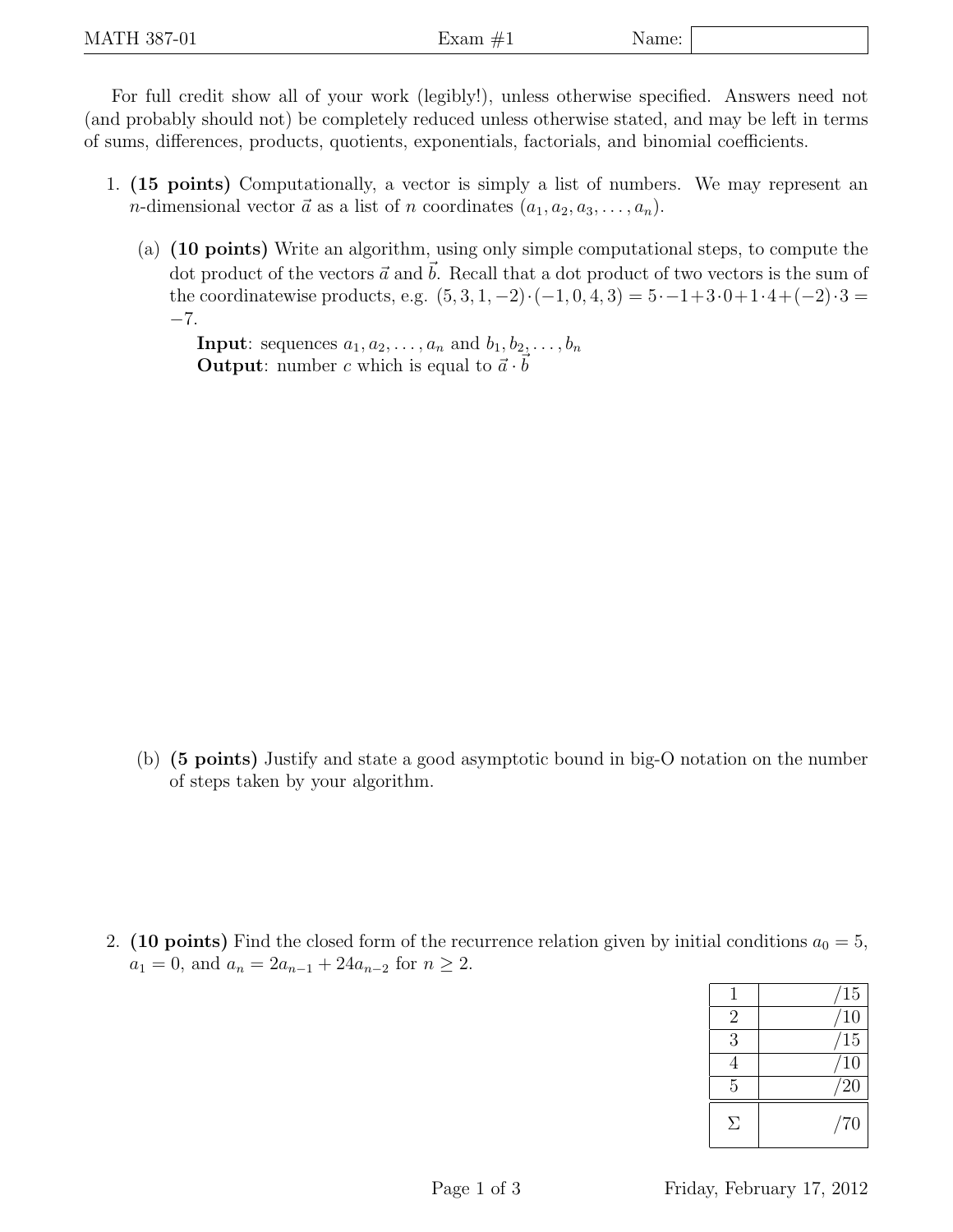MATH 387-01 Exam #1 Name:

For full credit show all of your work (legibly!), unless otherwise specified. Answers need not (and probably should not) be completely reduced unless otherwise stated, and may be left in terms of sums, differences, products, quotients, exponentials, factorials, and binomial coefficients.

1. **(15 points)** Computationally, a vector is simply a list of numbers. We may represent an $n$-dimensional vector $\vec{a}$ as a list of $n$ coordinates $(a_1, a_2, a_3, \ldots, a_n)$.

   (a) **(10 points)** Write an algorithm, using only simple computational steps, to compute the dot product of the vectors $\vec{a}$ and $\vec{b}$. Recall that a dot product of two vectors is the sum of the coordinatewise products, e.g. $(5, 3, 1, -2) \cdot (-1, 0, 4, 3) = 5 \cdot -1 + 3 \cdot 0 + 1 \cdot 4 + (-2) \cdot 3 = -7$.

   **Input**: sequences $a_1, a_2, \ldots, a_n$ and $b_1, b_2, \ldots, b_n$
   **Output**: number $c$ which is equal to $\vec{a} \cdot \vec{b}$

   (b) **(5 points)** Justify and state a good asymptotic bound in big-O notation on the number of steps taken by your algorithm.

2. **(10 points)** Find the closed form of the recurrence relation given by initial conditions $a_0 = 5$, $a_1 = 0$, and $a_n = 2a_{n-1} + 24a_{n-2}$ for $n \geq 2$.

| | |
|---|---|
| 1 | /15 |
| 2 | /10 |
| 3 | /15 |
| 4 | /10 |
| 5 | /20 |
| $\Sigma$ | /70 |

Friday, February 17, 2012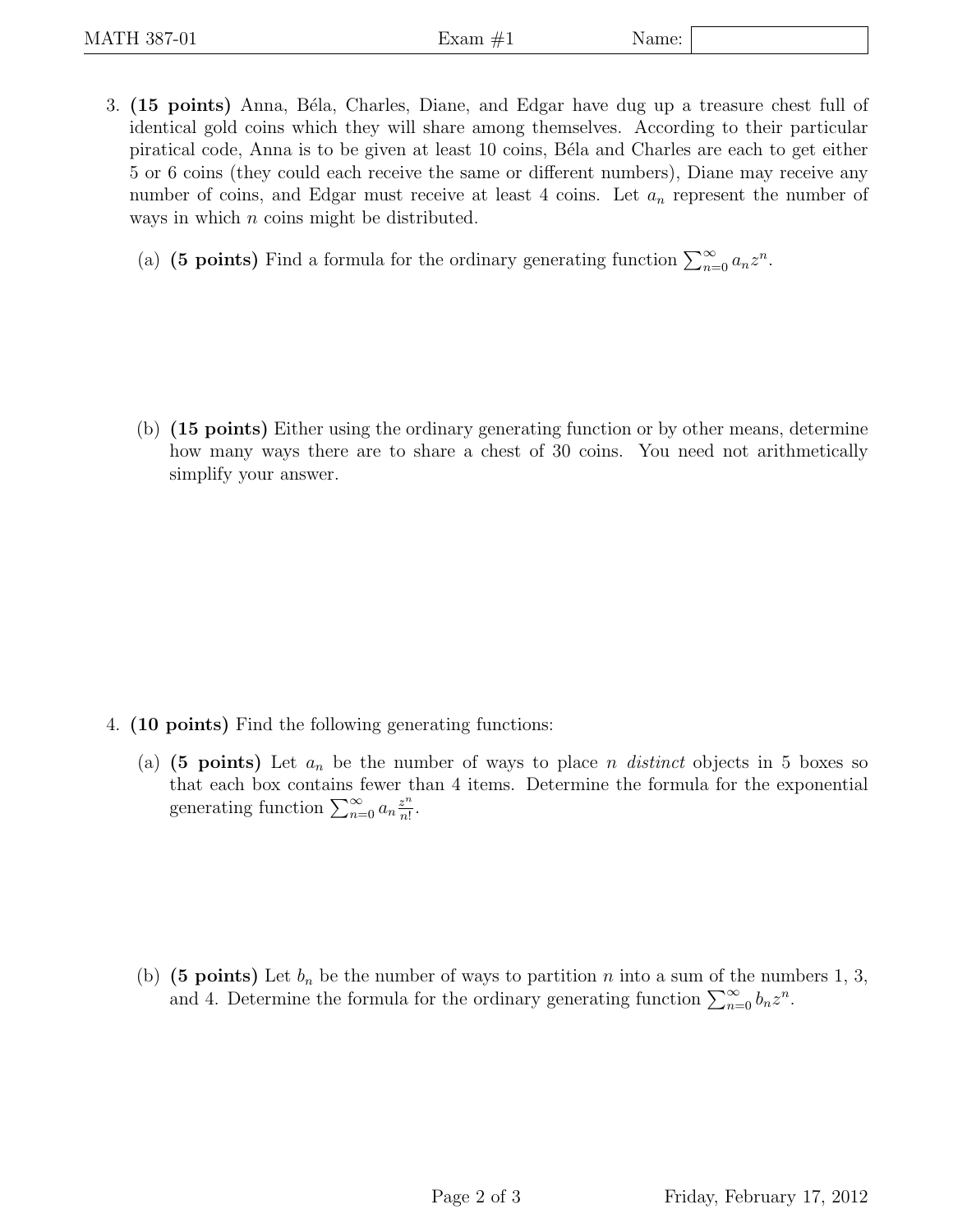3. **(15 points)** Anna, Béla, Charles, Diane, and Edgar have dug up a treasure chest full of identical gold coins which they will share among themselves. According to their particular piratical code, Anna is to be given at least 10 coins, Béla and Charles are each to get either 5 or 6 coins (they could each receive the same or different numbers), Diane may receive any number of coins, and Edgar must receive at least 4 coins. Let $a_n$ represent the number of ways in which $n$ coins might be distributed.

   (a) **(5 points)** Find a formula for the ordinary generating function $\sum_{n=0}^{\infty} a_n z^n$.

   (b) **(15 points)** Either using the ordinary generating function or by other means, determine how many ways there are to share a chest of 30 coins. You need not arithmetically simplify your answer.

4. **(10 points)** Find the following generating functions:

   (a) **(5 points)** Let $a_n$ be the number of ways to place $n$ *distinct* objects in 5 boxes so that each box contains fewer than 4 items. Determine the formula for the exponential generating function $\sum_{n=0}^{\infty} a_n \frac{z^n}{n!}$.

   (b) **(5 points)** Let $b_n$ be the number of ways to partition $n$ into a sum of the numbers 1, 3, and 4. Determine the formula for the ordinary generating function $\sum_{n=0}^{\infty} b_n z^n$.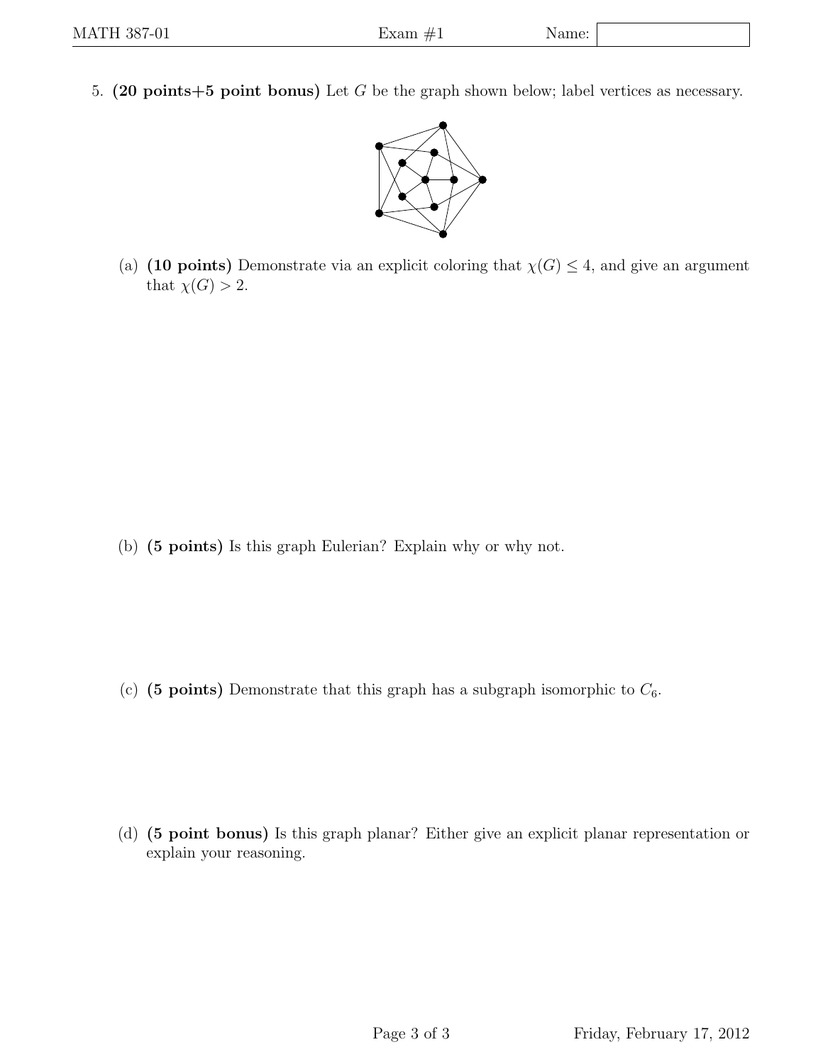5. **(20 points+5 point bonus)** Let $G$ be the graph shown below; label vertices as necessary.

(a) **(10 points)** Demonstrate via an explicit coloring that $\chi(G) \leq 4$, and give an argument that $\chi(G) > 2$.

(b) **(5 points)** Is this graph Eulerian? Explain why or why not.

(c) **(5 points)** Demonstrate that this graph has a subgraph isomorphic to $C_6$.

(d) **(5 point bonus)** Is this graph planar? Either give an explicit planar representation or explain your reasoning.